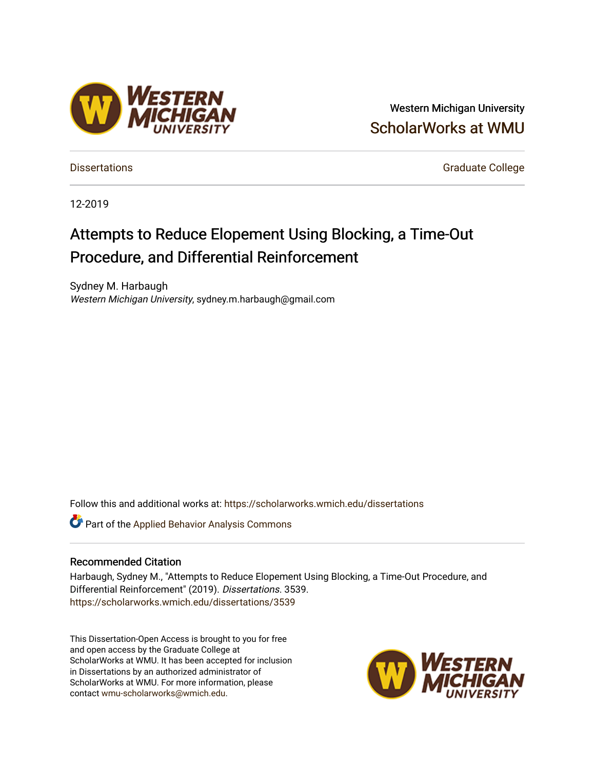Western Michigan University

ScholarWorks at WMU

Dissertations

Graduate College

12-2019

# Attempts to Reduce Elopement Using Blocking, a Time-Out Procedure, and Differential Reinforcement

Sydney M. Harbaugh

*Western Michigan University*, sydney.m.harbaugh@gmail.com

Follow this and additional works at: https://scholarworks.wmich.edu/dissertations

Part of the Applied Behavior Analysis Commons

## Recommended Citation

Harbaugh, Sydney M., "Attempts to Reduce Elopement Using Blocking, a Time-Out Procedure, and Differential Reinforcement" (2019). *Dissertations*. 3539.
https://scholarworks.wmich.edu/dissertations/3539

This Dissertation-Open Access is brought to you for free and open access by the Graduate College at ScholarWorks at WMU. It has been accepted for inclusion in Dissertations by an authorized administrator of ScholarWorks at WMU. For more information, please contact wmu-scholarworks@wmich.edu.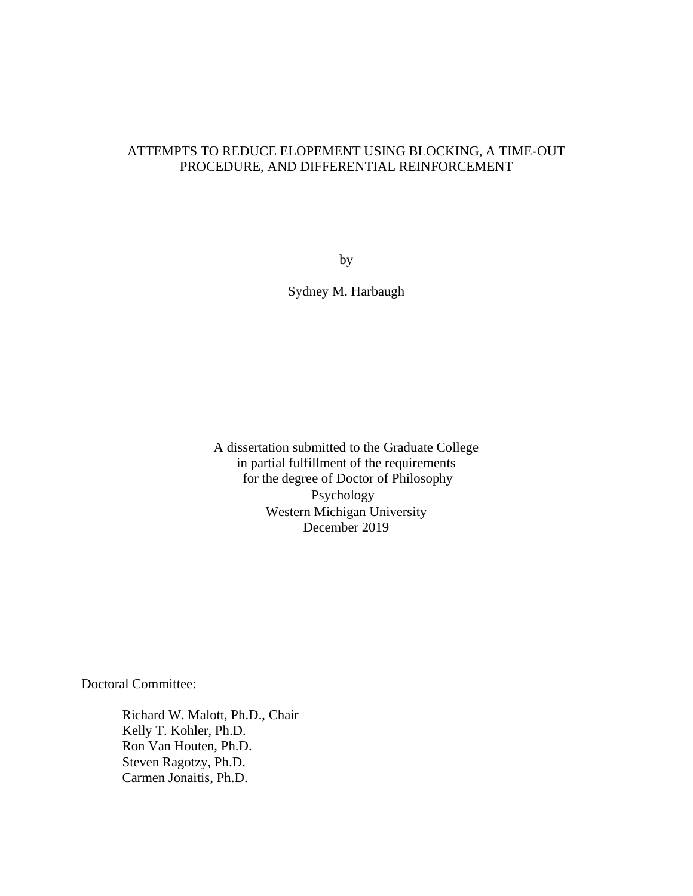# ATTEMPTS TO REDUCE ELOPEMENT USING BLOCKING, A TIME-OUT PROCEDURE, AND DIFFERENTIAL REINFORCEMENT

by

Sydney M. Harbaugh

A dissertation submitted to the Graduate College
in partial fulfillment of the requirements
for the degree of Doctor of Philosophy
Psychology
Western Michigan University
December 2019

Doctoral Committee:

Richard W. Malott, Ph.D., Chair
Kelly T. Kohler, Ph.D.
Ron Van Houten, Ph.D.
Steven Ragotzy, Ph.D.
Carmen Jonaitis, Ph.D.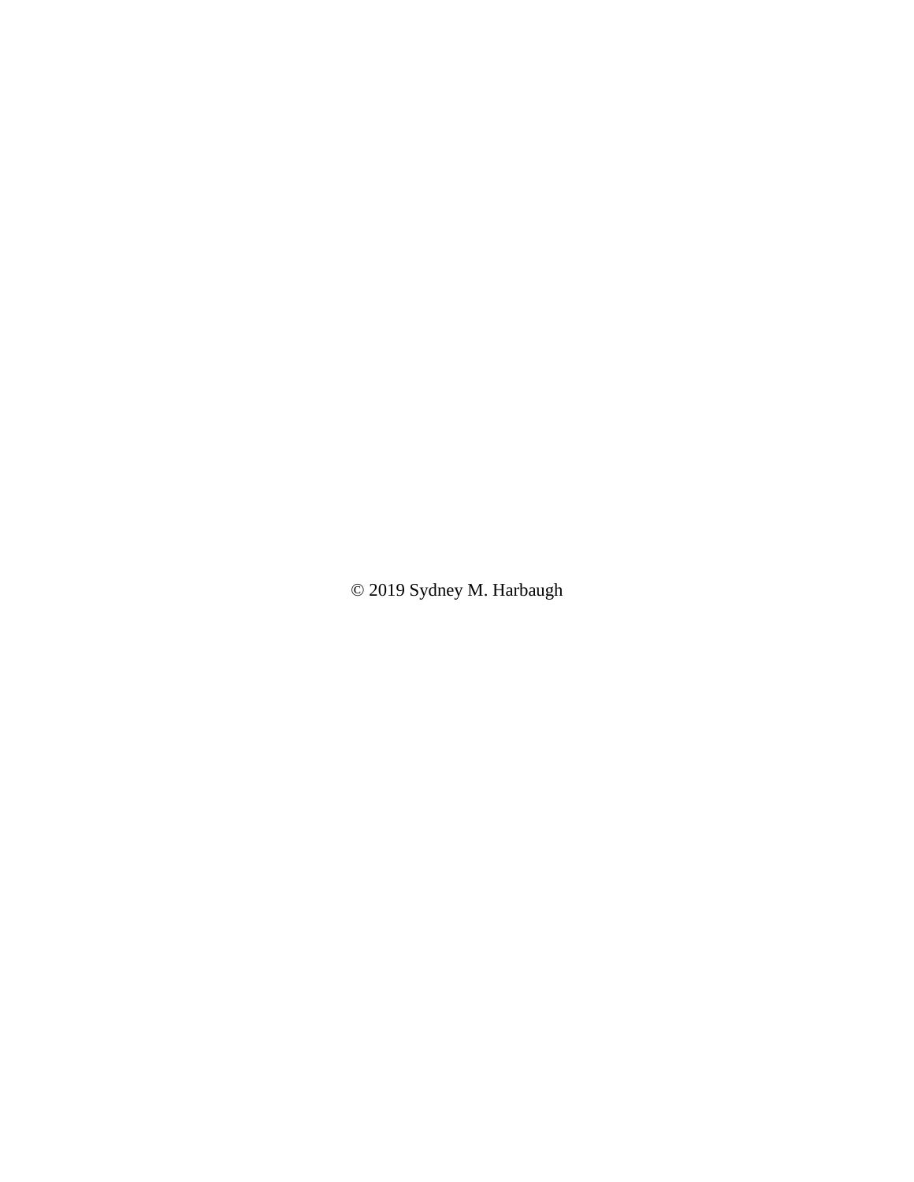© 2019 Sydney M. Harbaugh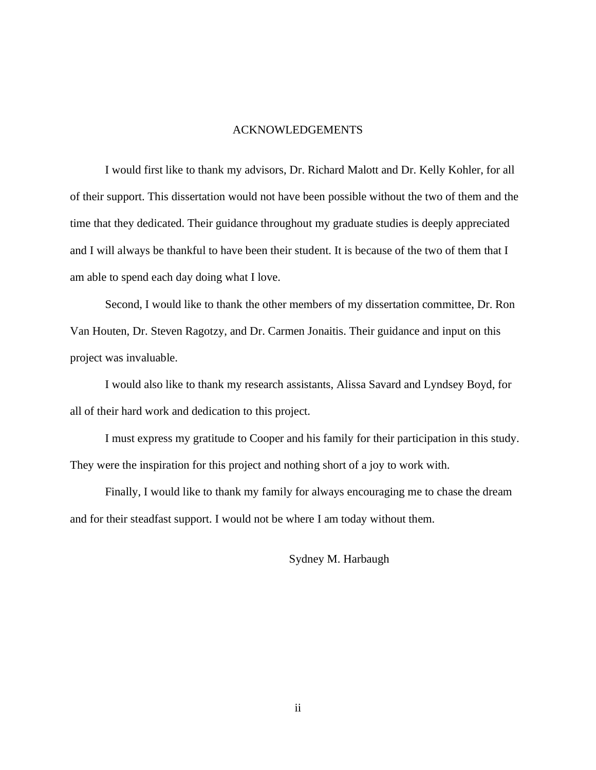# ACKNOWLEDGEMENTS

I would first like to thank my advisors, Dr. Richard Malott and Dr. Kelly Kohler, for all of their support. This dissertation would not have been possible without the two of them and the time that they dedicated. Their guidance throughout my graduate studies is deeply appreciated and I will always be thankful to have been their student. It is because of the two of them that I am able to spend each day doing what I love.

Second, I would like to thank the other members of my dissertation committee, Dr. Ron Van Houten, Dr. Steven Ragotzy, and Dr. Carmen Jonaitis. Their guidance and input on this project was invaluable.

I would also like to thank my research assistants, Alissa Savard and Lyndsey Boyd, for all of their hard work and dedication to this project.

I must express my gratitude to Cooper and his family for their participation in this study. They were the inspiration for this project and nothing short of a joy to work with.

Finally, I would like to thank my family for always encouraging me to chase the dream and for their steadfast support. I would not be where I am today without them.

Sydney M. Harbaugh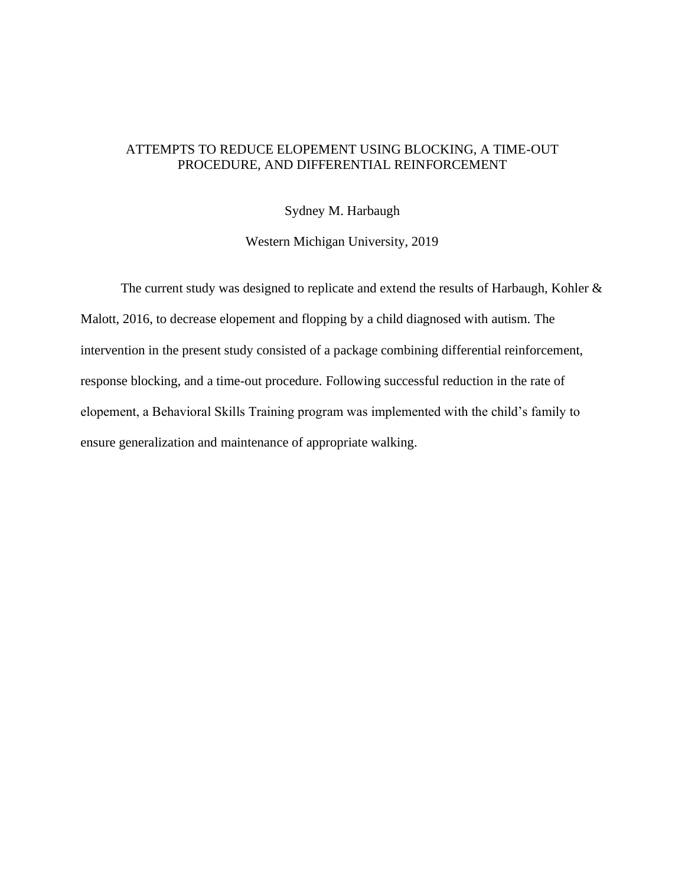# ATTEMPTS TO REDUCE ELOPEMENT USING BLOCKING, A TIME-OUT PROCEDURE, AND DIFFERENTIAL REINFORCEMENT

Sydney M. Harbaugh

Western Michigan University, 2019

The current study was designed to replicate and extend the results of Harbaugh, Kohler & Malott, 2016, to decrease elopement and flopping by a child diagnosed with autism. The intervention in the present study consisted of a package combining differential reinforcement, response blocking, and a time-out procedure. Following successful reduction in the rate of elopement, a Behavioral Skills Training program was implemented with the child's family to ensure generalization and maintenance of appropriate walking.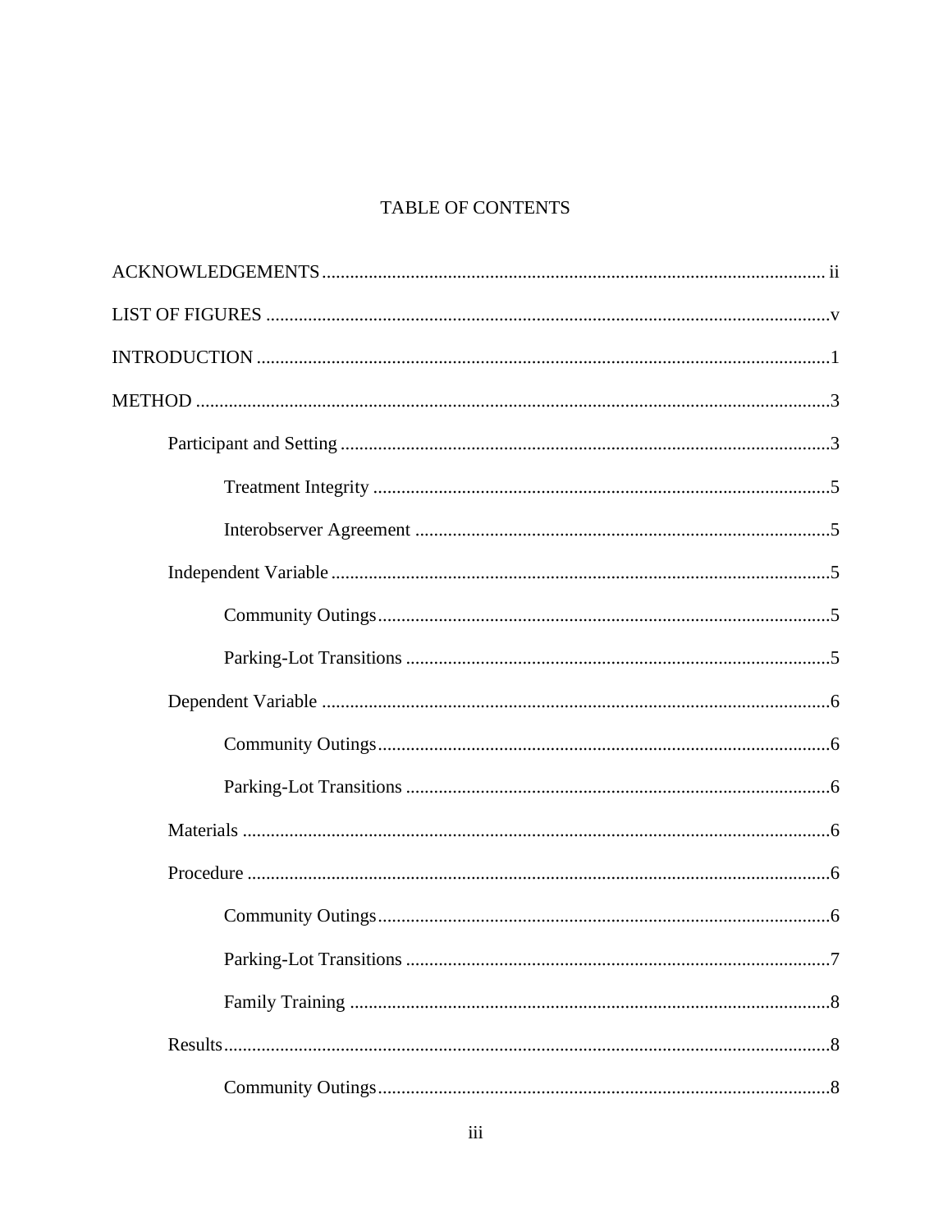# TABLE OF CONTENTS

ACKNOWLEDGEMENTS ii

LIST OF FIGURES v

INTRODUCTION 1

METHOD 3

- Participant and Setting 3
  - Treatment Integrity 5
  - Interobserver Agreement 5
- Independent Variable 5
  - Community Outings 5
  - Parking-Lot Transitions 5
- Dependent Variable 6
  - Community Outings 6
  - Parking-Lot Transitions 6
- Materials 6
- Procedure 6
  - Community Outings 6
  - Parking-Lot Transitions 7
  - Family Training 8
- Results 8
  - Community Outings 8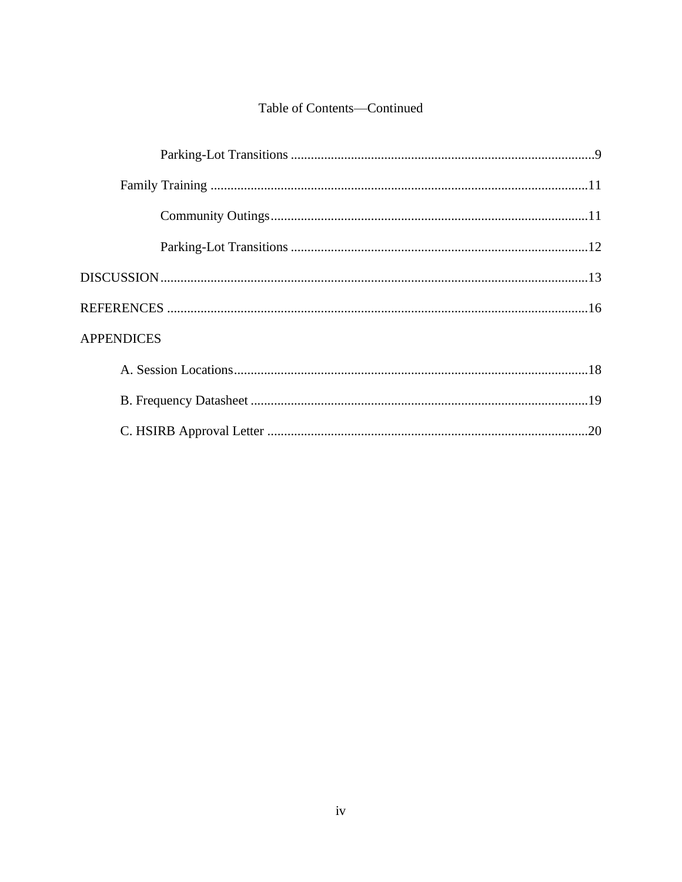Table of Contents—Continued

- Parking-Lot Transitions ..........9
- Family Training ..........11
  - Community Outings ..........11
  - Parking-Lot Transitions ..........12

DISCUSSION ..........13

REFERENCES ..........16

APPENDICES

- A. Session Locations ..........18
- B. Frequency Datasheet ..........19
- C. HSIRB Approval Letter ..........20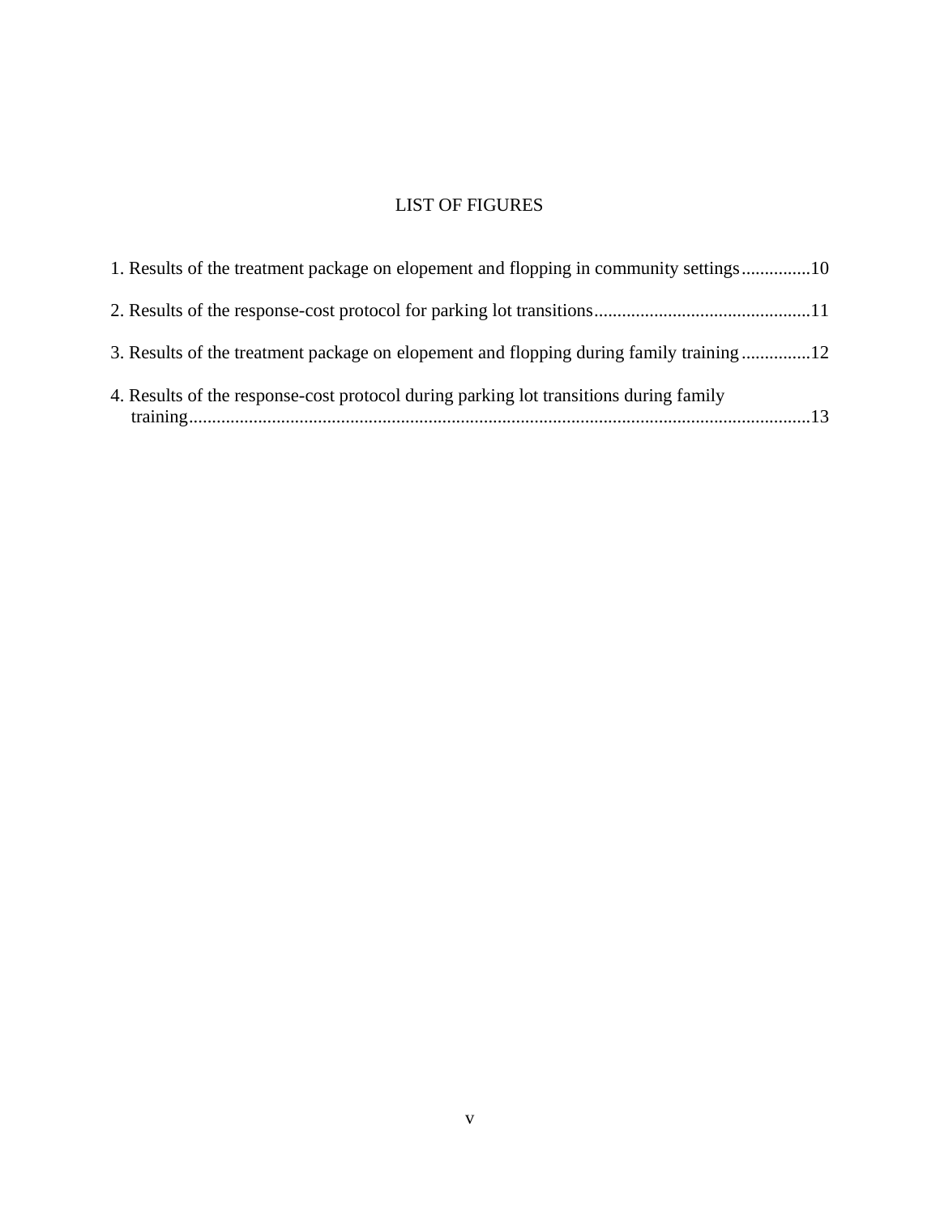# LIST OF FIGURES

1. Results of the treatment package on elopement and flopping in community settings...............10

2. Results of the response-cost protocol for parking lot transitions...............................................11

3. Results of the treatment package on elopement and flopping during family training...............12

4. Results of the response-cost protocol during parking lot transitions during family training......................................................................................................................13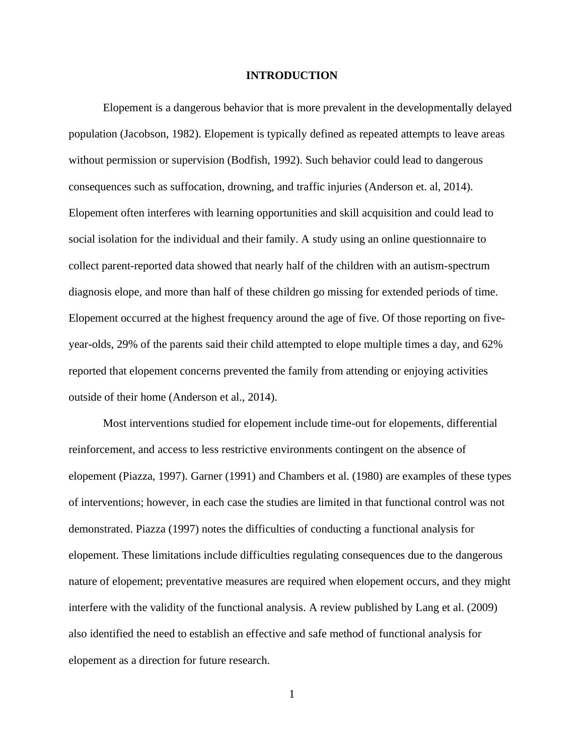# INTRODUCTION

Elopement is a dangerous behavior that is more prevalent in the developmentally delayed population (Jacobson, 1982). Elopement is typically defined as repeated attempts to leave areas without permission or supervision (Bodfish, 1992). Such behavior could lead to dangerous consequences such as suffocation, drowning, and traffic injuries (Anderson et. al, 2014). Elopement often interferes with learning opportunities and skill acquisition and could lead to social isolation for the individual and their family. A study using an online questionnaire to collect parent-reported data showed that nearly half of the children with an autism-spectrum diagnosis elope, and more than half of these children go missing for extended periods of time. Elopement occurred at the highest frequency around the age of five. Of those reporting on five-year-olds, 29% of the parents said their child attempted to elope multiple times a day, and 62% reported that elopement concerns prevented the family from attending or enjoying activities outside of their home (Anderson et al., 2014).

Most interventions studied for elopement include time-out for elopements, differential reinforcement, and access to less restrictive environments contingent on the absence of elopement (Piazza, 1997). Garner (1991) and Chambers et al. (1980) are examples of these types of interventions; however, in each case the studies are limited in that functional control was not demonstrated. Piazza (1997) notes the difficulties of conducting a functional analysis for elopement. These limitations include difficulties regulating consequences due to the dangerous nature of elopement; preventative measures are required when elopement occurs, and they might interfere with the validity of the functional analysis. A review published by Lang et al. (2009) also identified the need to establish an effective and safe method of functional analysis for elopement as a direction for future research.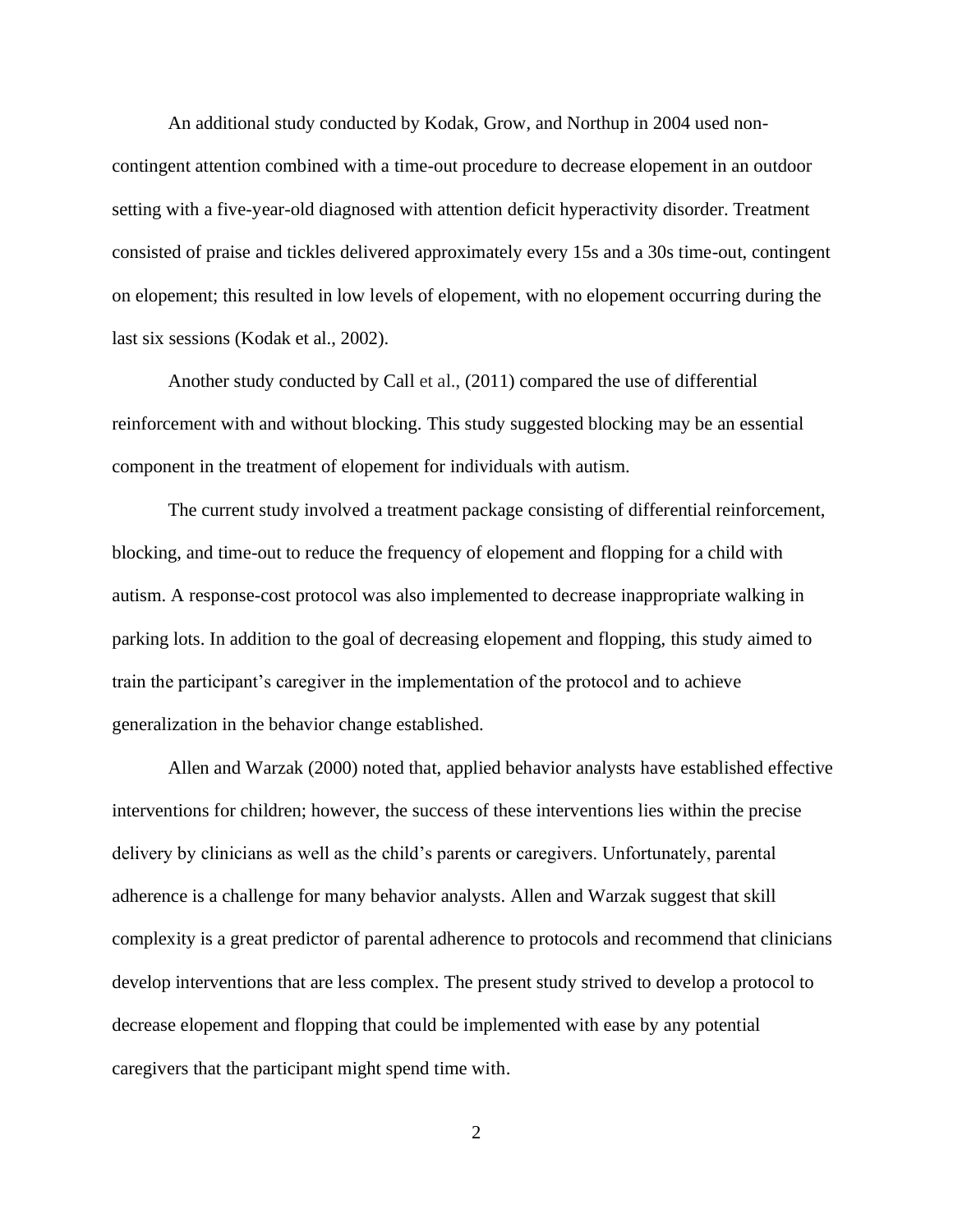An additional study conducted by Kodak, Grow, and Northup in 2004 used non-contingent attention combined with a time-out procedure to decrease elopement in an outdoor setting with a five-year-old diagnosed with attention deficit hyperactivity disorder. Treatment consisted of praise and tickles delivered approximately every 15s and a 30s time-out, contingent on elopement; this resulted in low levels of elopement, with no elopement occurring during the last six sessions (Kodak et al., 2002).

Another study conducted by Call et al., (2011) compared the use of differential reinforcement with and without blocking. This study suggested blocking may be an essential component in the treatment of elopement for individuals with autism.

The current study involved a treatment package consisting of differential reinforcement, blocking, and time-out to reduce the frequency of elopement and flopping for a child with autism. A response-cost protocol was also implemented to decrease inappropriate walking in parking lots. In addition to the goal of decreasing elopement and flopping, this study aimed to train the participant's caregiver in the implementation of the protocol and to achieve generalization in the behavior change established.

Allen and Warzak (2000) noted that, applied behavior analysts have established effective interventions for children; however, the success of these interventions lies within the precise delivery by clinicians as well as the child's parents or caregivers. Unfortunately, parental adherence is a challenge for many behavior analysts. Allen and Warzak suggest that skill complexity is a great predictor of parental adherence to protocols and recommend that clinicians develop interventions that are less complex. The present study strived to develop a protocol to decrease elopement and flopping that could be implemented with ease by any potential caregivers that the participant might spend time with.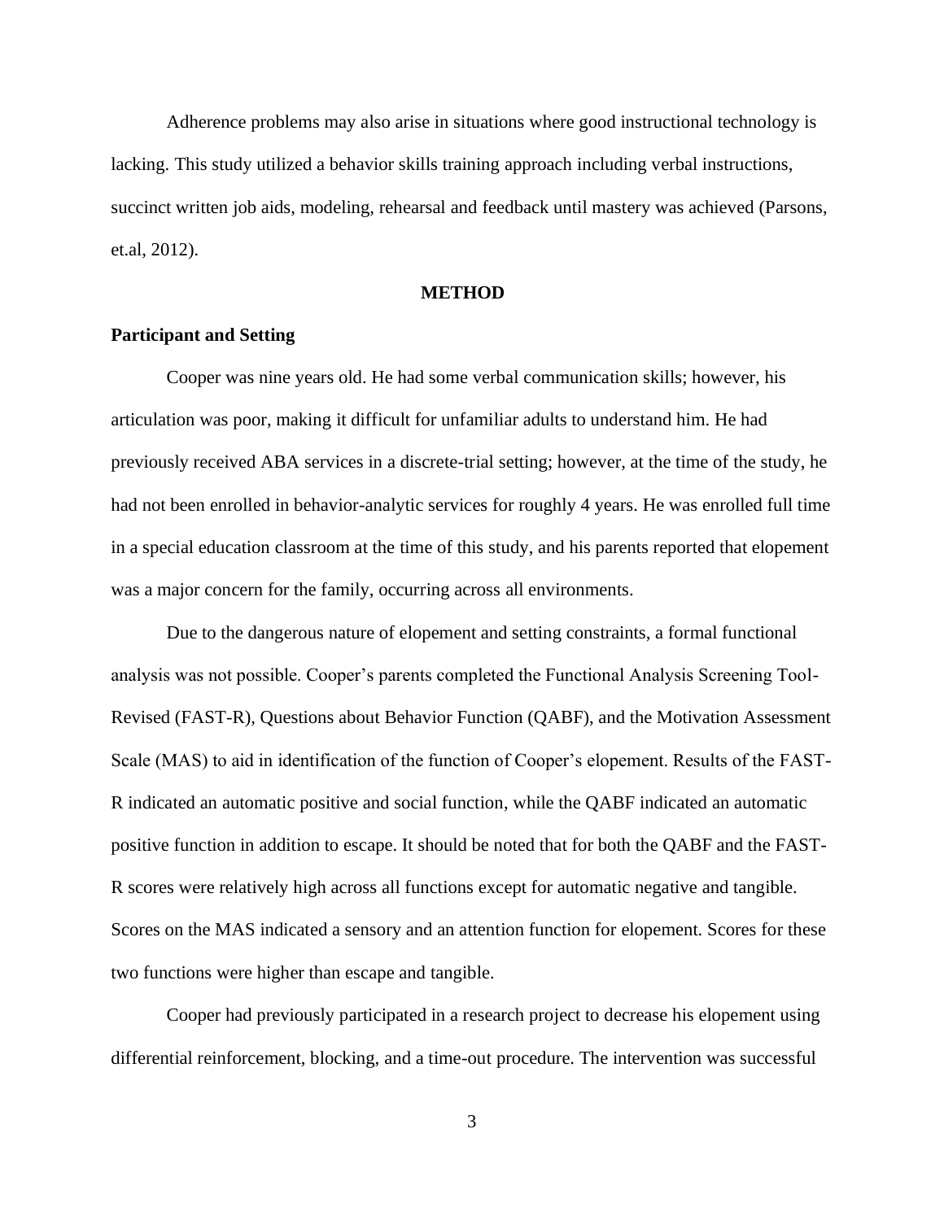Adherence problems may also arise in situations where good instructional technology is lacking. This study utilized a behavior skills training approach including verbal instructions, succinct written job aids, modeling, rehearsal and feedback until mastery was achieved (Parsons, et.al, 2012).

## METHOD

### Participant and Setting

Cooper was nine years old. He had some verbal communication skills; however, his articulation was poor, making it difficult for unfamiliar adults to understand him. He had previously received ABA services in a discrete-trial setting; however, at the time of the study, he had not been enrolled in behavior-analytic services for roughly 4 years. He was enrolled full time in a special education classroom at the time of this study, and his parents reported that elopement was a major concern for the family, occurring across all environments.

Due to the dangerous nature of elopement and setting constraints, a formal functional analysis was not possible. Cooper's parents completed the Functional Analysis Screening Tool-Revised (FAST-R), Questions about Behavior Function (QABF), and the Motivation Assessment Scale (MAS) to aid in identification of the function of Cooper's elopement. Results of the FAST-R indicated an automatic positive and social function, while the QABF indicated an automatic positive function in addition to escape. It should be noted that for both the QABF and the FAST-R scores were relatively high across all functions except for automatic negative and tangible. Scores on the MAS indicated a sensory and an attention function for elopement. Scores for these two functions were higher than escape and tangible.

Cooper had previously participated in a research project to decrease his elopement using differential reinforcement, blocking, and a time-out procedure. The intervention was successful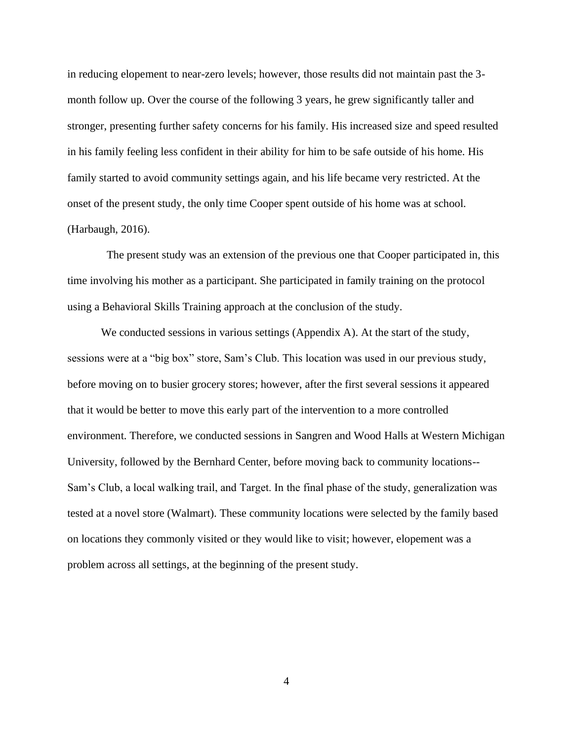in reducing elopement to near-zero levels; however, those results did not maintain past the 3-month follow up. Over the course of the following 3 years, he grew significantly taller and stronger, presenting further safety concerns for his family. His increased size and speed resulted in his family feeling less confident in their ability for him to be safe outside of his home. His family started to avoid community settings again, and his life became very restricted. At the onset of the present study, the only time Cooper spent outside of his home was at school. (Harbaugh, 2016).

The present study was an extension of the previous one that Cooper participated in, this time involving his mother as a participant. She participated in family training on the protocol using a Behavioral Skills Training approach at the conclusion of the study.

We conducted sessions in various settings (Appendix A). At the start of the study, sessions were at a "big box" store, Sam's Club. This location was used in our previous study, before moving on to busier grocery stores; however, after the first several sessions it appeared that it would be better to move this early part of the intervention to a more controlled environment. Therefore, we conducted sessions in Sangren and Wood Halls at Western Michigan University, followed by the Bernhard Center, before moving back to community locations--Sam's Club, a local walking trail, and Target. In the final phase of the study, generalization was tested at a novel store (Walmart). These community locations were selected by the family based on locations they commonly visited or they would like to visit; however, elopement was a problem across all settings, at the beginning of the present study.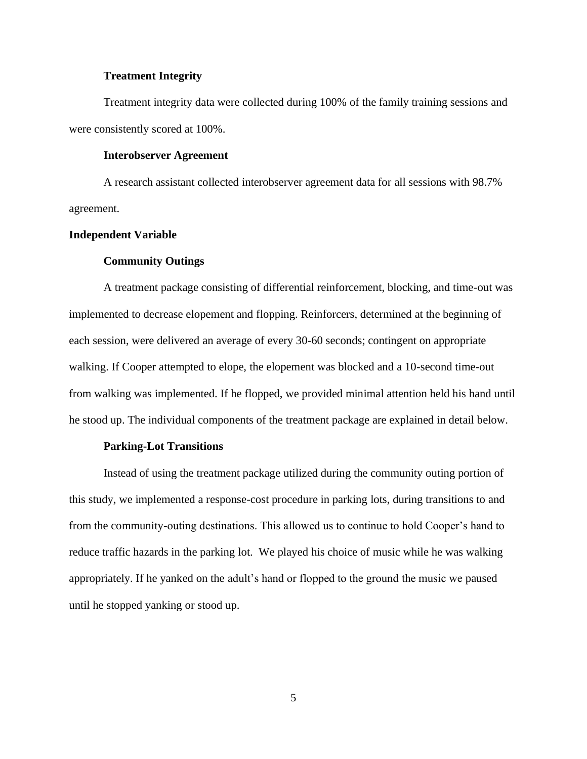### Treatment Integrity

Treatment integrity data were collected during 100% of the family training sessions and were consistently scored at 100%.

### Interobserver Agreement

A research assistant collected interobserver agreement data for all sessions with 98.7% agreement.

## Independent Variable

### Community Outings

A treatment package consisting of differential reinforcement, blocking, and time-out was implemented to decrease elopement and flopping. Reinforcers, determined at the beginning of each session, were delivered an average of every 30-60 seconds; contingent on appropriate walking. If Cooper attempted to elope, the elopement was blocked and a 10-second time-out from walking was implemented. If he flopped, we provided minimal attention held his hand until he stood up. The individual components of the treatment package are explained in detail below.

### Parking-Lot Transitions

Instead of using the treatment package utilized during the community outing portion of this study, we implemented a response-cost procedure in parking lots, during transitions to and from the community-outing destinations. This allowed us to continue to hold Cooper's hand to reduce traffic hazards in the parking lot. We played his choice of music while he was walking appropriately. If he yanked on the adult's hand or flopped to the ground the music we paused until he stopped yanking or stood up.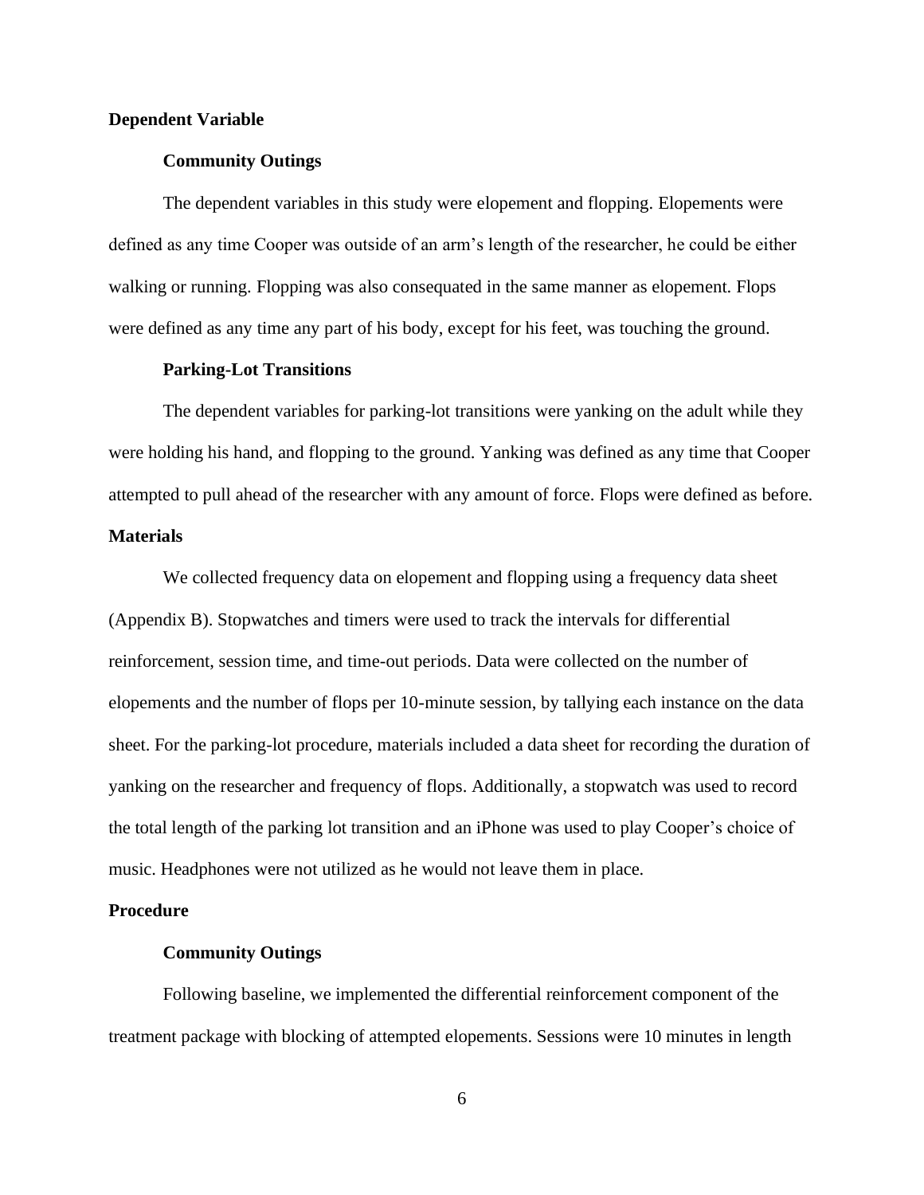## Dependent Variable

### Community Outings

The dependent variables in this study were elopement and flopping. Elopements were defined as any time Cooper was outside of an arm's length of the researcher, he could be either walking or running. Flopping was also consequated in the same manner as elopement. Flops were defined as any time any part of his body, except for his feet, was touching the ground.

### Parking-Lot Transitions

The dependent variables for parking-lot transitions were yanking on the adult while they were holding his hand, and flopping to the ground. Yanking was defined as any time that Cooper attempted to pull ahead of the researcher with any amount of force. Flops were defined as before.

## Materials

We collected frequency data on elopement and flopping using a frequency data sheet (Appendix B). Stopwatches and timers were used to track the intervals for differential reinforcement, session time, and time-out periods. Data were collected on the number of elopements and the number of flops per 10-minute session, by tallying each instance on the data sheet. For the parking-lot procedure, materials included a data sheet for recording the duration of yanking on the researcher and frequency of flops. Additionally, a stopwatch was used to record the total length of the parking lot transition and an iPhone was used to play Cooper's choice of music. Headphones were not utilized as he would not leave them in place.

## Procedure

### Community Outings

Following baseline, we implemented the differential reinforcement component of the treatment package with blocking of attempted elopements. Sessions were 10 minutes in length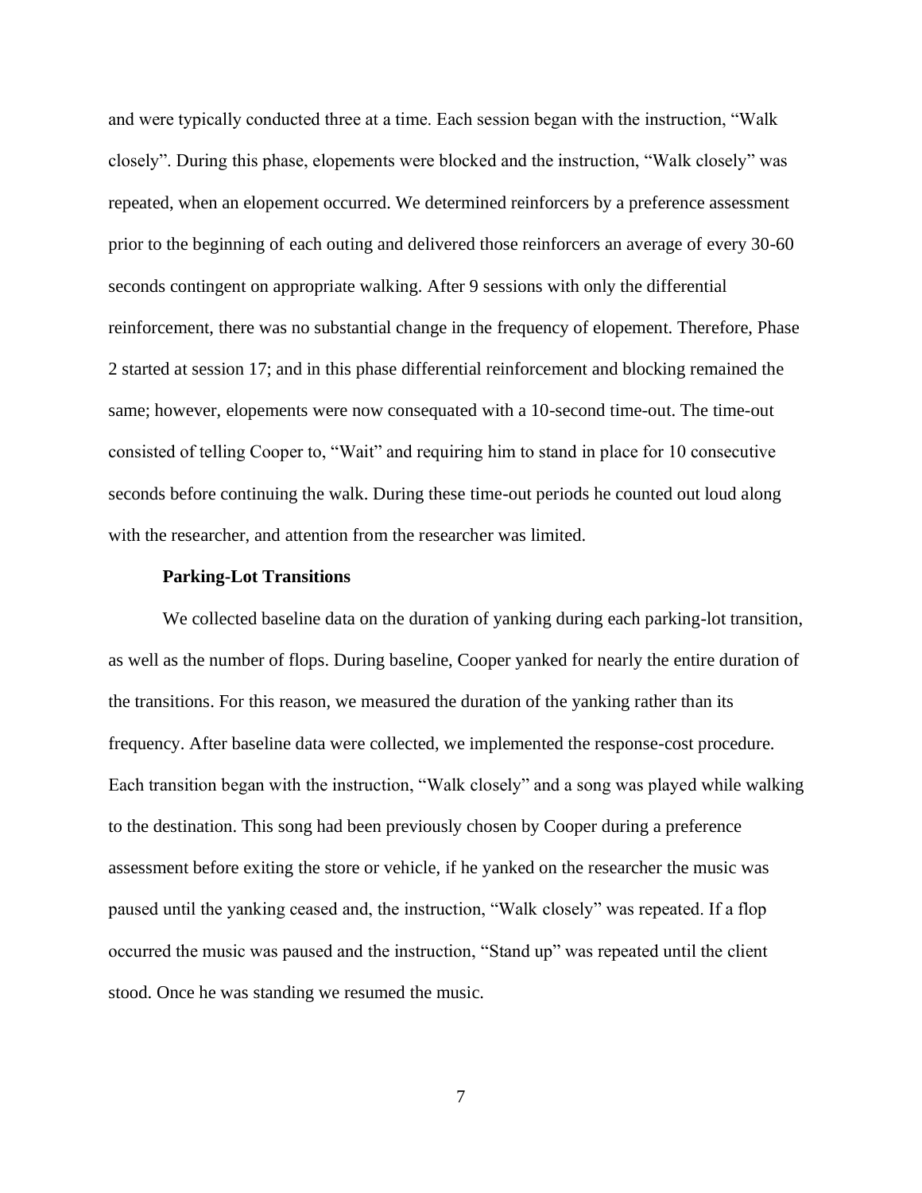and were typically conducted three at a time. Each session began with the instruction, "Walk closely". During this phase, elopements were blocked and the instruction, "Walk closely" was repeated, when an elopement occurred. We determined reinforcers by a preference assessment prior to the beginning of each outing and delivered those reinforcers an average of every 30-60 seconds contingent on appropriate walking. After 9 sessions with only the differential reinforcement, there was no substantial change in the frequency of elopement. Therefore, Phase 2 started at session 17; and in this phase differential reinforcement and blocking remained the same; however, elopements were now consequated with a 10-second time-out. The time-out consisted of telling Cooper to, "Wait" and requiring him to stand in place for 10 consecutive seconds before continuing the walk. During these time-out periods he counted out loud along with the researcher, and attention from the researcher was limited.

### Parking-Lot Transitions

We collected baseline data on the duration of yanking during each parking-lot transition, as well as the number of flops. During baseline, Cooper yanked for nearly the entire duration of the transitions. For this reason, we measured the duration of the yanking rather than its frequency. After baseline data were collected, we implemented the response-cost procedure. Each transition began with the instruction, "Walk closely" and a song was played while walking to the destination. This song had been previously chosen by Cooper during a preference assessment before exiting the store or vehicle, if he yanked on the researcher the music was paused until the yanking ceased and, the instruction, "Walk closely" was repeated. If a flop occurred the music was paused and the instruction, "Stand up" was repeated until the client stood. Once he was standing we resumed the music.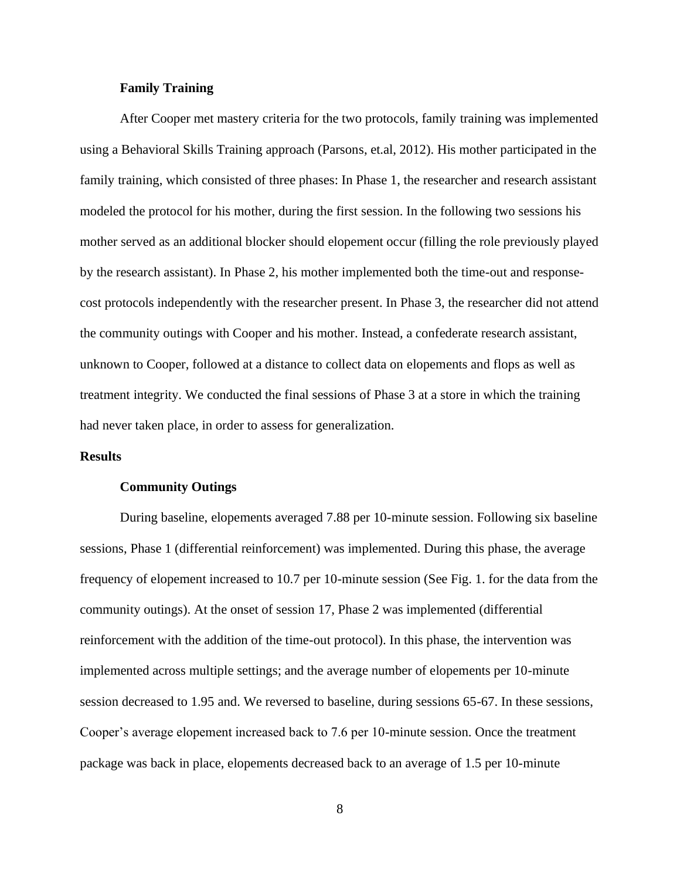### Family Training

After Cooper met mastery criteria for the two protocols, family training was implemented using a Behavioral Skills Training approach (Parsons, et.al, 2012). His mother participated in the family training, which consisted of three phases: In Phase 1, the researcher and research assistant modeled the protocol for his mother, during the first session. In the following two sessions his mother served as an additional blocker should elopement occur (filling the role previously played by the research assistant). In Phase 2, his mother implemented both the time-out and response-cost protocols independently with the researcher present. In Phase 3, the researcher did not attend the community outings with Cooper and his mother. Instead, a confederate research assistant, unknown to Cooper, followed at a distance to collect data on elopements and flops as well as treatment integrity. We conducted the final sessions of Phase 3 at a store in which the training had never taken place, in order to assess for generalization.

## Results

### Community Outings

During baseline, elopements averaged 7.88 per 10-minute session. Following six baseline sessions, Phase 1 (differential reinforcement) was implemented. During this phase, the average frequency of elopement increased to 10.7 per 10-minute session (See Fig. 1. for the data from the community outings). At the onset of session 17, Phase 2 was implemented (differential reinforcement with the addition of the time-out protocol). In this phase, the intervention was implemented across multiple settings; and the average number of elopements per 10-minute session decreased to 1.95 and. We reversed to baseline, during sessions 65-67. In these sessions, Cooper's average elopement increased back to 7.6 per 10-minute session. Once the treatment package was back in place, elopements decreased back to an average of 1.5 per 10-minute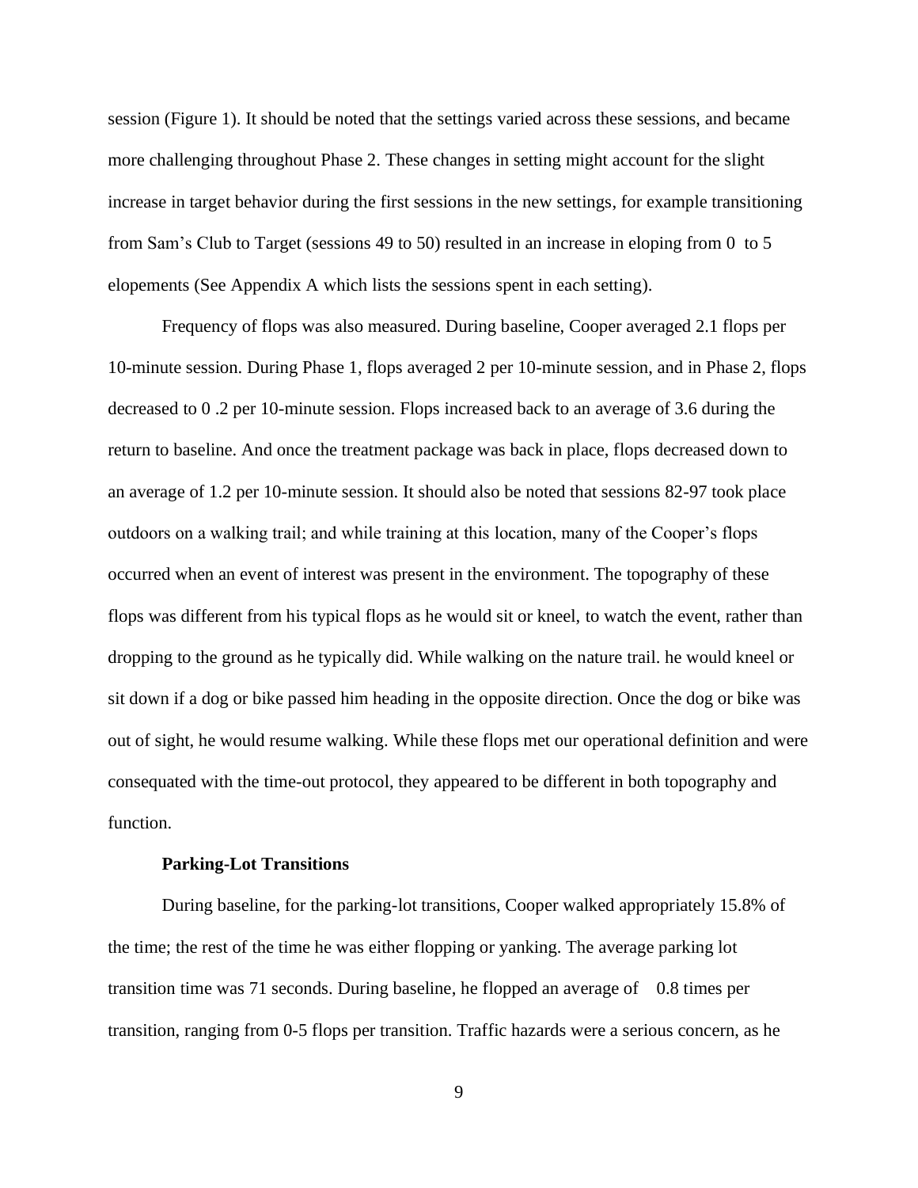session (Figure 1). It should be noted that the settings varied across these sessions, and became more challenging throughout Phase 2. These changes in setting might account for the slight increase in target behavior during the first sessions in the new settings, for example transitioning from Sam's Club to Target (sessions 49 to 50) resulted in an increase in eloping from 0 to 5 elopements (See Appendix A which lists the sessions spent in each setting).

Frequency of flops was also measured. During baseline, Cooper averaged 2.1 flops per 10-minute session. During Phase 1, flops averaged 2 per 10-minute session, and in Phase 2, flops decreased to 0 .2 per 10-minute session. Flops increased back to an average of 3.6 during the return to baseline. And once the treatment package was back in place, flops decreased down to an average of 1.2 per 10-minute session. It should also be noted that sessions 82-97 took place outdoors on a walking trail; and while training at this location, many of the Cooper's flops occurred when an event of interest was present in the environment. The topography of these flops was different from his typical flops as he would sit or kneel, to watch the event, rather than dropping to the ground as he typically did. While walking on the nature trail. he would kneel or sit down if a dog or bike passed him heading in the opposite direction. Once the dog or bike was out of sight, he would resume walking. While these flops met our operational definition and were consequated with the time-out protocol, they appeared to be different in both topography and function.

**Parking-Lot Transitions**

During baseline, for the parking-lot transitions, Cooper walked appropriately 15.8% of the time; the rest of the time he was either flopping or yanking. The average parking lot transition time was 71 seconds. During baseline, he flopped an average of 0.8 times per transition, ranging from 0-5 flops per transition. Traffic hazards were a serious concern, as he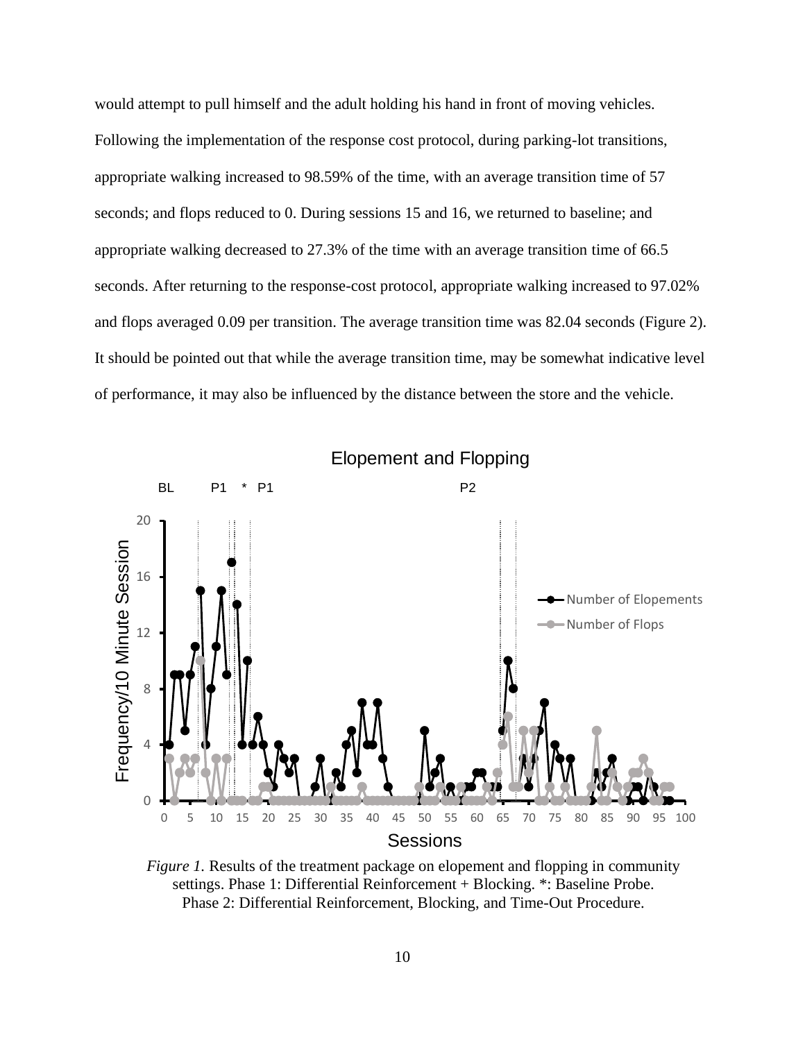would attempt to pull himself and the adult holding his hand in front of moving vehicles. Following the implementation of the response cost protocol, during parking-lot transitions, appropriate walking increased to 98.59% of the time, with an average transition time of 57 seconds; and flops reduced to 0. During sessions 15 and 16, we returned to baseline; and appropriate walking decreased to 27.3% of the time with an average transition time of 66.5 seconds. After returning to the response-cost protocol, appropriate walking increased to 97.02% and flops averaged 0.09 per transition. The average transition time was 82.04 seconds (Figure 2). It should be pointed out that while the average transition time, may be somewhat indicative level of performance, it may also be influenced by the distance between the store and the vehicle.

*Figure 1.* Results of the treatment package on elopement and flopping in community settings. Phase 1: Differential Reinforcement + Blocking. *: Baseline Probe. Phase 2: Differential Reinforcement, Blocking, and Time-Out Procedure.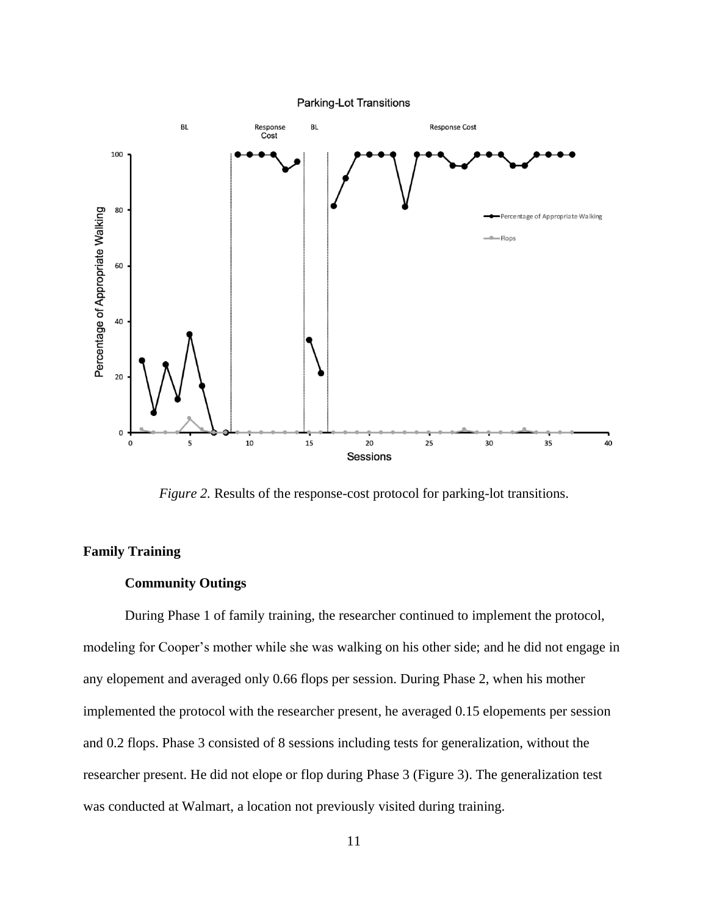*Figure 2.* Results of the response-cost protocol for parking-lot transitions.

### Family Training

#### Community Outings

During Phase 1 of family training, the researcher continued to implement the protocol, modeling for Cooper's mother while she was walking on his other side; and he did not engage in any elopement and averaged only 0.66 flops per session. During Phase 2, when his mother implemented the protocol with the researcher present, he averaged 0.15 elopements per session and 0.2 flops. Phase 3 consisted of 8 sessions including tests for generalization, without the researcher present. He did not elope or flop during Phase 3 (Figure 3). The generalization test was conducted at Walmart, a location not previously visited during training.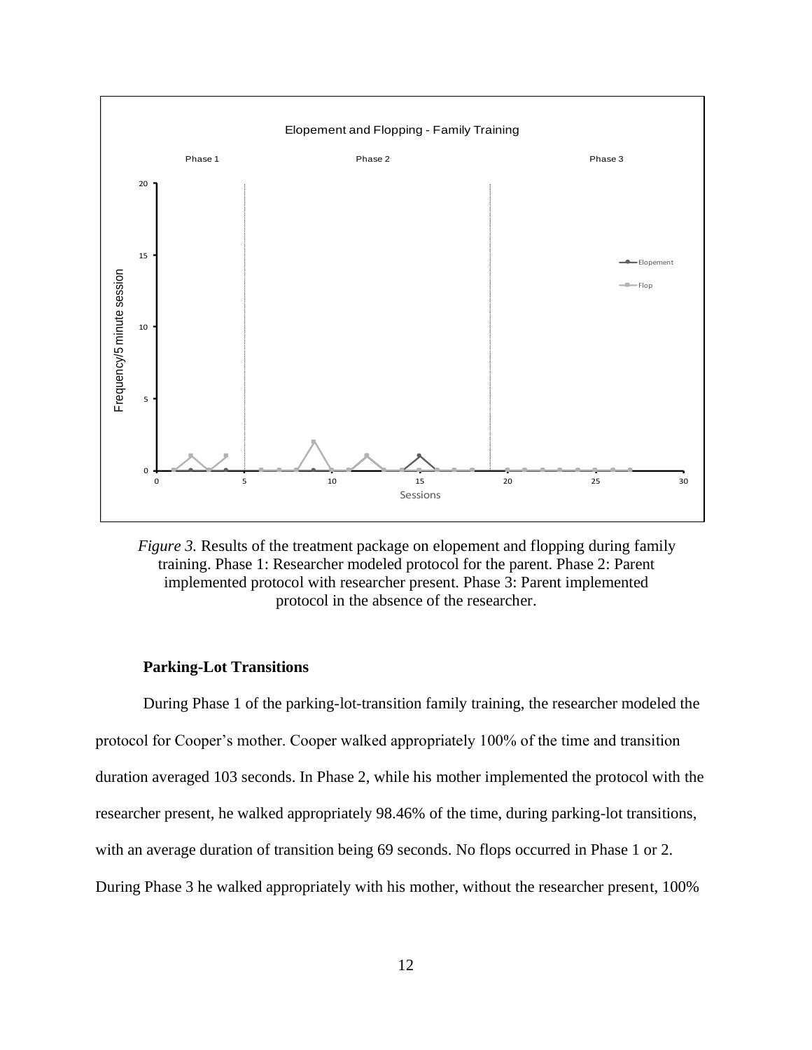*Figure 3.* Results of the treatment package on elopement and flopping during family training. Phase 1: Researcher modeled protocol for the parent. Phase 2: Parent implemented protocol with researcher present. Phase 3: Parent implemented protocol in the absence of the researcher.

**Parking-Lot Transitions**

During Phase 1 of the parking-lot-transition family training, the researcher modeled the protocol for Cooper's mother. Cooper walked appropriately 100% of the time and transition duration averaged 103 seconds. In Phase 2, while his mother implemented the protocol with the researcher present, he walked appropriately 98.46% of the time, during parking-lot transitions, with an average duration of transition being 69 seconds. No flops occurred in Phase 1 or 2. During Phase 3 he walked appropriately with his mother, without the researcher present, 100%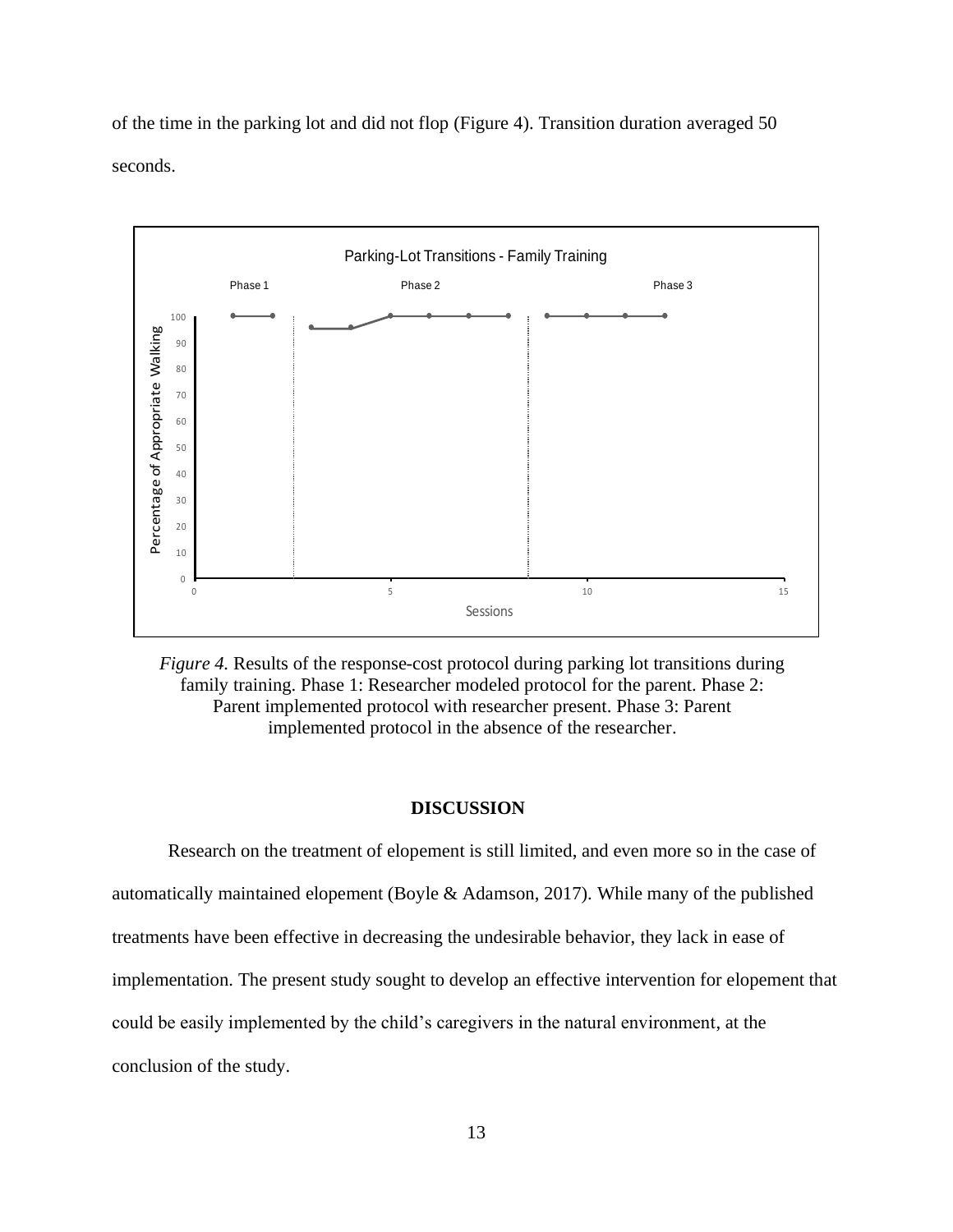of the time in the parking lot and did not flop (Figure 4). Transition duration averaged 50 seconds.

*Figure 4.* Results of the response-cost protocol during parking lot transitions during family training. Phase 1: Researcher modeled protocol for the parent. Phase 2: Parent implemented protocol with researcher present. Phase 3: Parent implemented protocol in the absence of the researcher.

## DISCUSSION

Research on the treatment of elopement is still limited, and even more so in the case of automatically maintained elopement (Boyle & Adamson, 2017). While many of the published treatments have been effective in decreasing the undesirable behavior, they lack in ease of implementation. The present study sought to develop an effective intervention for elopement that could be easily implemented by the child's caregivers in the natural environment, at the conclusion of the study.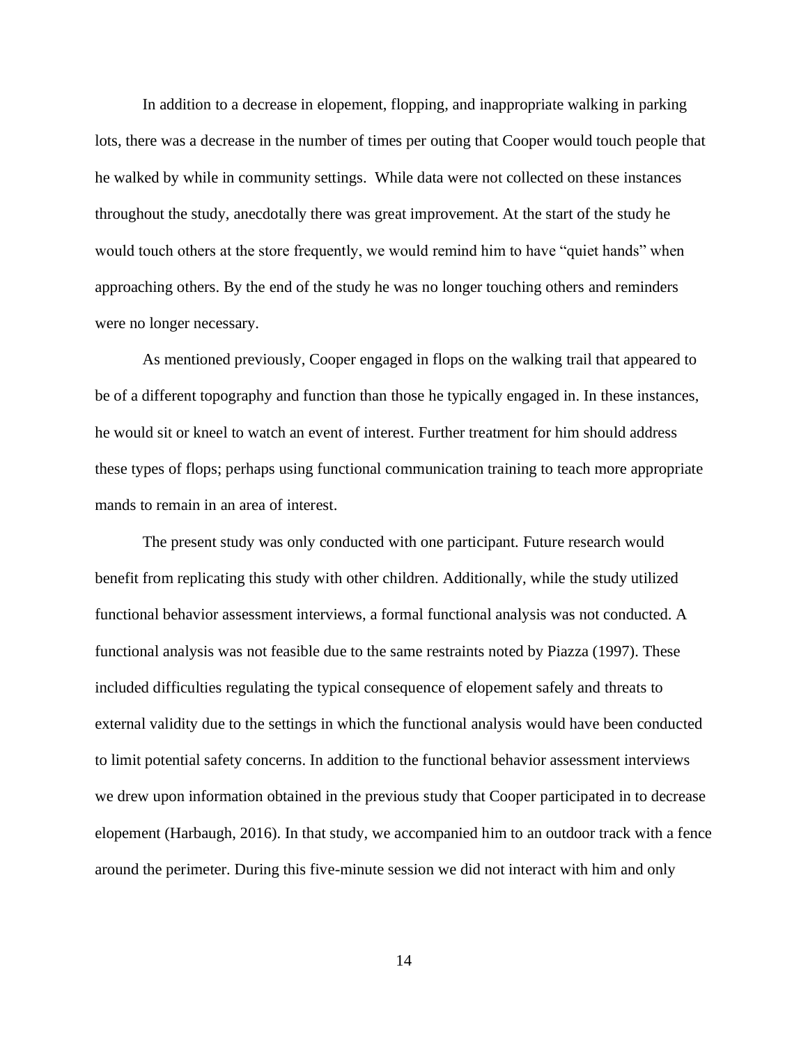In addition to a decrease in elopement, flopping, and inappropriate walking in parking lots, there was a decrease in the number of times per outing that Cooper would touch people that he walked by while in community settings. While data were not collected on these instances throughout the study, anecdotally there was great improvement. At the start of the study he would touch others at the store frequently, we would remind him to have "quiet hands" when approaching others. By the end of the study he was no longer touching others and reminders were no longer necessary.

As mentioned previously, Cooper engaged in flops on the walking trail that appeared to be of a different topography and function than those he typically engaged in. In these instances, he would sit or kneel to watch an event of interest. Further treatment for him should address these types of flops; perhaps using functional communication training to teach more appropriate mands to remain in an area of interest.

The present study was only conducted with one participant. Future research would benefit from replicating this study with other children. Additionally, while the study utilized functional behavior assessment interviews, a formal functional analysis was not conducted. A functional analysis was not feasible due to the same restraints noted by Piazza (1997). These included difficulties regulating the typical consequence of elopement safely and threats to external validity due to the settings in which the functional analysis would have been conducted to limit potential safety concerns. In addition to the functional behavior assessment interviews we drew upon information obtained in the previous study that Cooper participated in to decrease elopement (Harbaugh, 2016). In that study, we accompanied him to an outdoor track with a fence around the perimeter. During this five-minute session we did not interact with him and only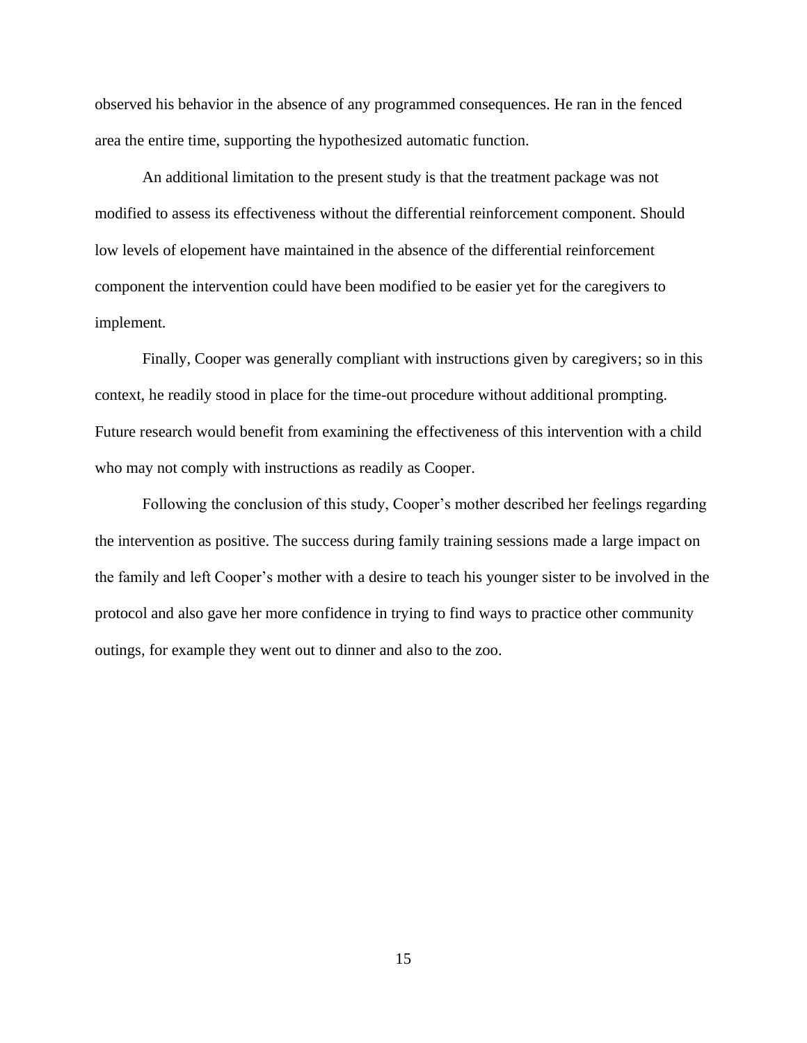observed his behavior in the absence of any programmed consequences. He ran in the fenced area the entire time, supporting the hypothesized automatic function.

An additional limitation to the present study is that the treatment package was not modified to assess its effectiveness without the differential reinforcement component. Should low levels of elopement have maintained in the absence of the differential reinforcement component the intervention could have been modified to be easier yet for the caregivers to implement.

Finally, Cooper was generally compliant with instructions given by caregivers; so in this context, he readily stood in place for the time-out procedure without additional prompting. Future research would benefit from examining the effectiveness of this intervention with a child who may not comply with instructions as readily as Cooper.

Following the conclusion of this study, Cooper's mother described her feelings regarding the intervention as positive. The success during family training sessions made a large impact on the family and left Cooper's mother with a desire to teach his younger sister to be involved in the protocol and also gave her more confidence in trying to find ways to practice other community outings, for example they went out to dinner and also to the zoo.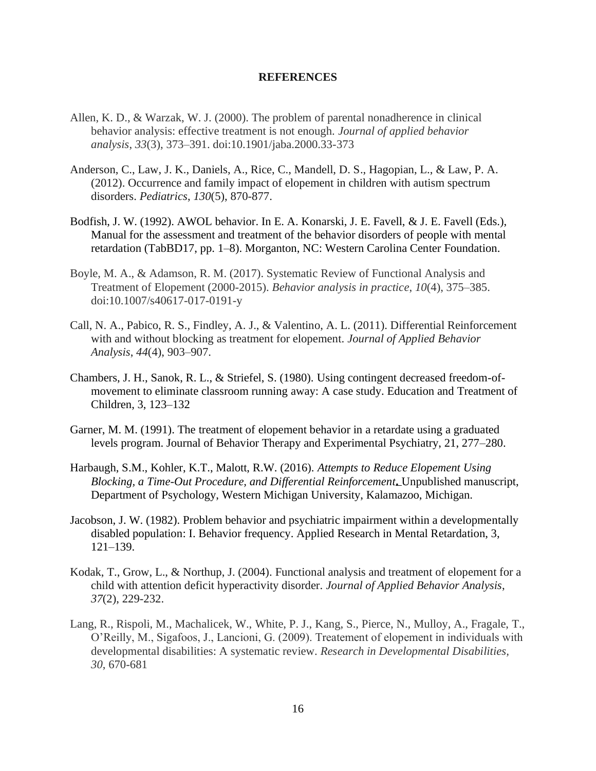# REFERENCES

Allen, K. D., & Warzak, W. J. (2000). The problem of parental nonadherence in clinical behavior analysis: effective treatment is not enough. *Journal of applied behavior analysis*, *33*(3), 373–391. doi:10.1901/jaba.2000.33-373

Anderson, C., Law, J. K., Daniels, A., Rice, C., Mandell, D. S., Hagopian, L., & Law, P. A. (2012). Occurrence and family impact of elopement in children with autism spectrum disorders. *Pediatrics*, *130*(5), 870-877.

Bodfish, J. W. (1992). AWOL behavior. In E. A. Konarski, J. E. Favell, & J. E. Favell (Eds.), Manual for the assessment and treatment of the behavior disorders of people with mental retardation (TabBD17, pp. 1–8). Morganton, NC: Western Carolina Center Foundation.

Boyle, M. A., & Adamson, R. M. (2017). Systematic Review of Functional Analysis and Treatment of Elopement (2000-2015). *Behavior analysis in practice*, *10*(4), 375–385. doi:10.1007/s40617-017-0191-y

Call, N. A., Pabico, R. S., Findley, A. J., & Valentino, A. L. (2011). Differential Reinforcement with and without blocking as treatment for elopement. *Journal of Applied Behavior Analysis*, *44*(4), 903–907.

Chambers, J. H., Sanok, R. L., & Striefel, S. (1980). Using contingent decreased freedom-of-movement to eliminate classroom running away: A case study. Education and Treatment of Children, 3, 123–132

Garner, M. M. (1991). The treatment of elopement behavior in a retardate using a graduated levels program. Journal of Behavior Therapy and Experimental Psychiatry, 21, 277–280.

Harbaugh, S.M., Kohler, K.T., Malott, R.W. (2016). *Attempts to Reduce Elopement Using Blocking, a Time-Out Procedure, and Differential Reinforcement*. Unpublished manuscript, Department of Psychology, Western Michigan University, Kalamazoo, Michigan.

Jacobson, J. W. (1982). Problem behavior and psychiatric impairment within a developmentally disabled population: I. Behavior frequency. Applied Research in Mental Retardation, 3, 121–139.

Kodak, T., Grow, L., & Northup, J. (2004). Functional analysis and treatment of elopement for a child with attention deficit hyperactivity disorder. *Journal of Applied Behavior Analysis*, *37*(2), 229-232.

Lang, R., Rispoli, M., Machalicek, W., White, P. J., Kang, S., Pierce, N., Mulloy, A., Fragale, T., O'Reilly, M., Sigafoos, J., Lancioni, G. (2009). Treatement of elopement in individuals with developmental disabilities: A systematic review. *Research in Developmental Disabilities*, *30*, 670-681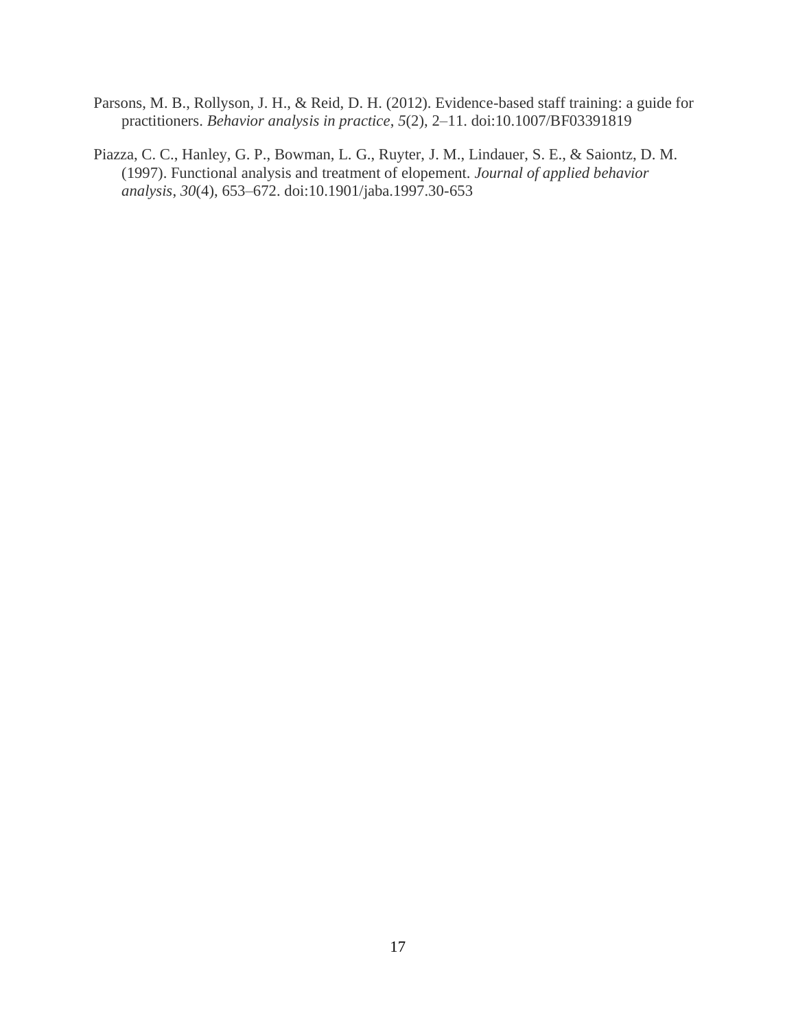Parsons, M. B., Rollyson, J. H., & Reid, D. H. (2012). Evidence-based staff training: a guide for practitioners. *Behavior analysis in practice*, *5*(2), 2–11. doi:10.1007/BF03391819

Piazza, C. C., Hanley, G. P., Bowman, L. G., Ruyter, J. M., Lindauer, S. E., & Saiontz, D. M. (1997). Functional analysis and treatment of elopement. *Journal of applied behavior analysis*, *30*(4), 653–672. doi:10.1901/jaba.1997.30-653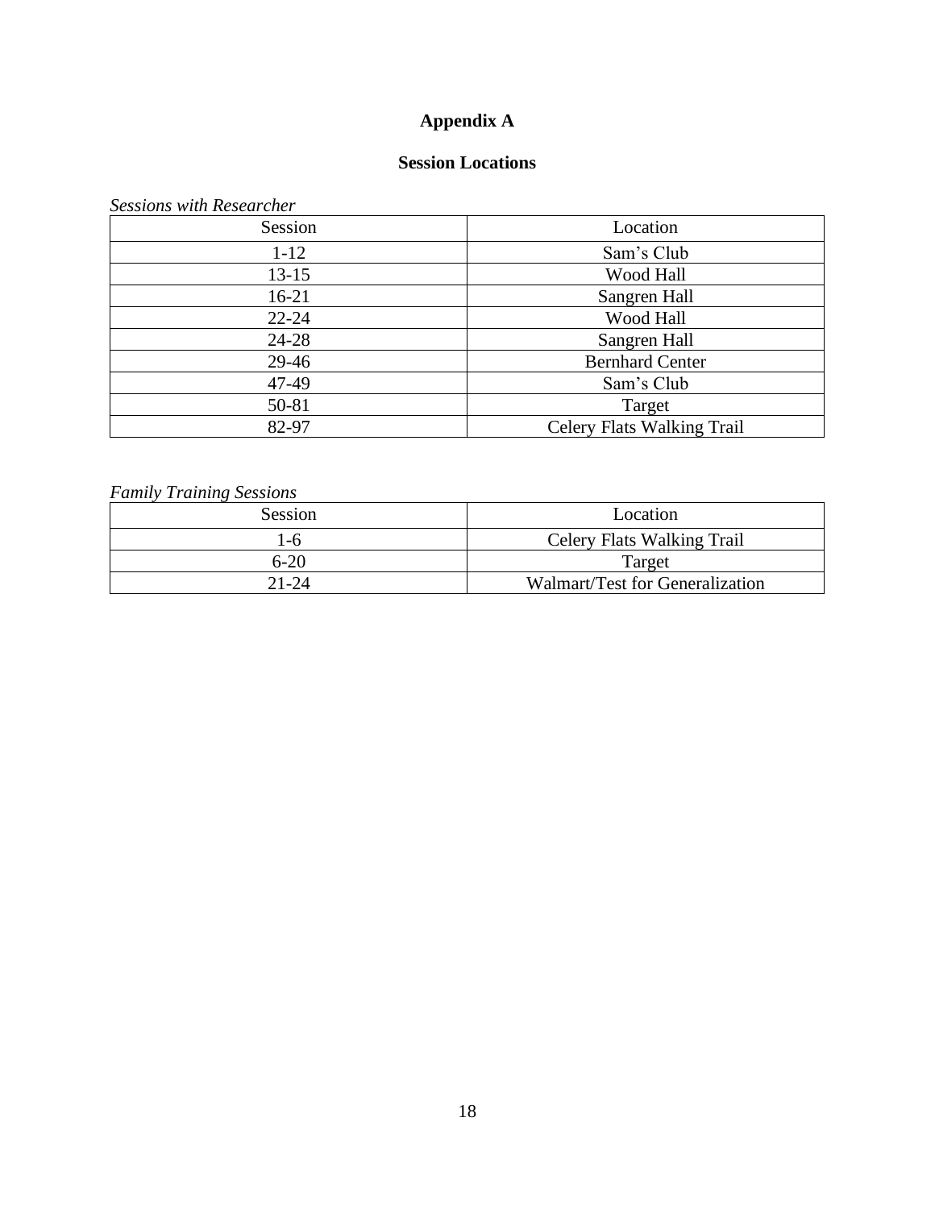# Appendix A

## Session Locations

*Sessions with Researcher*

| Session | Location |
|---|---|
| 1-12 | Sam's Club |
| 13-15 | Wood Hall |
| 16-21 | Sangren Hall |
| 22-24 | Wood Hall |
| 24-28 | Sangren Hall |
| 29-46 | Bernhard Center |
| 47-49 | Sam's Club |
| 50-81 | Target |
| 82-97 | Celery Flats Walking Trail |

*Family Training Sessions*

| Session | Location |
|---|---|
| 1-6 | Celery Flats Walking Trail |
| 6-20 | Target |
| 21-24 | Walmart/Test for Generalization |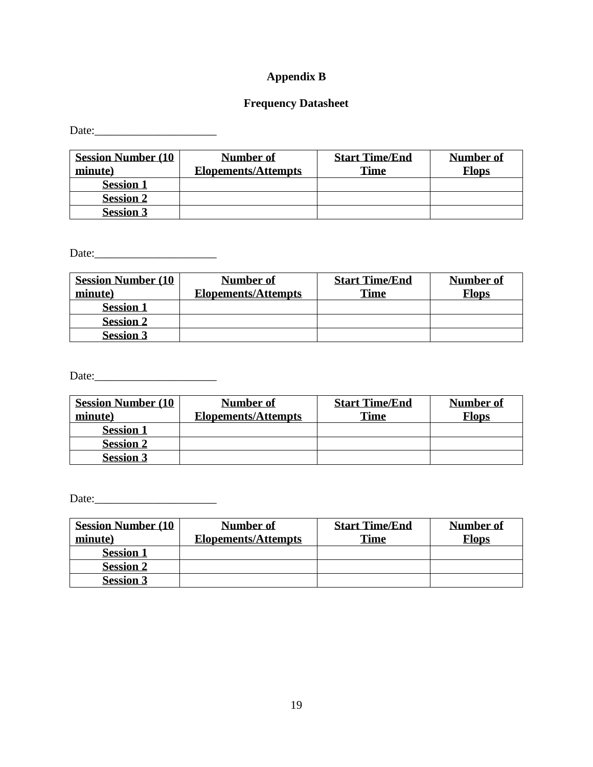## Appendix B

### Frequency Datasheet

Date:_____________________

| Session Number (10 minute) | Number of Elopements/Attempts | Start Time/End Time | Number of Flops |
|---|---|---|---|
| Session 1 | | | |
| Session 2 | | | |
| Session 3 | | | |

Date:_____________________

| Session Number (10 minute) | Number of Elopements/Attempts | Start Time/End Time | Number of Flops |
|---|---|---|---|
| Session 1 | | | |
| Session 2 | | | |
| Session 3 | | | |

Date:_____________________

| Session Number (10 minute) | Number of Elopements/Attempts | Start Time/End Time | Number of Flops |
|---|---|---|---|
| Session 1 | | | |
| Session 2 | | | |
| Session 3 | | | |

Date:_____________________

| Session Number (10 minute) | Number of Elopements/Attempts | Start Time/End Time | Number of Flops |
|---|---|---|---|
| Session 1 | | | |
| Session 2 | | | |
| Session 3 | | | |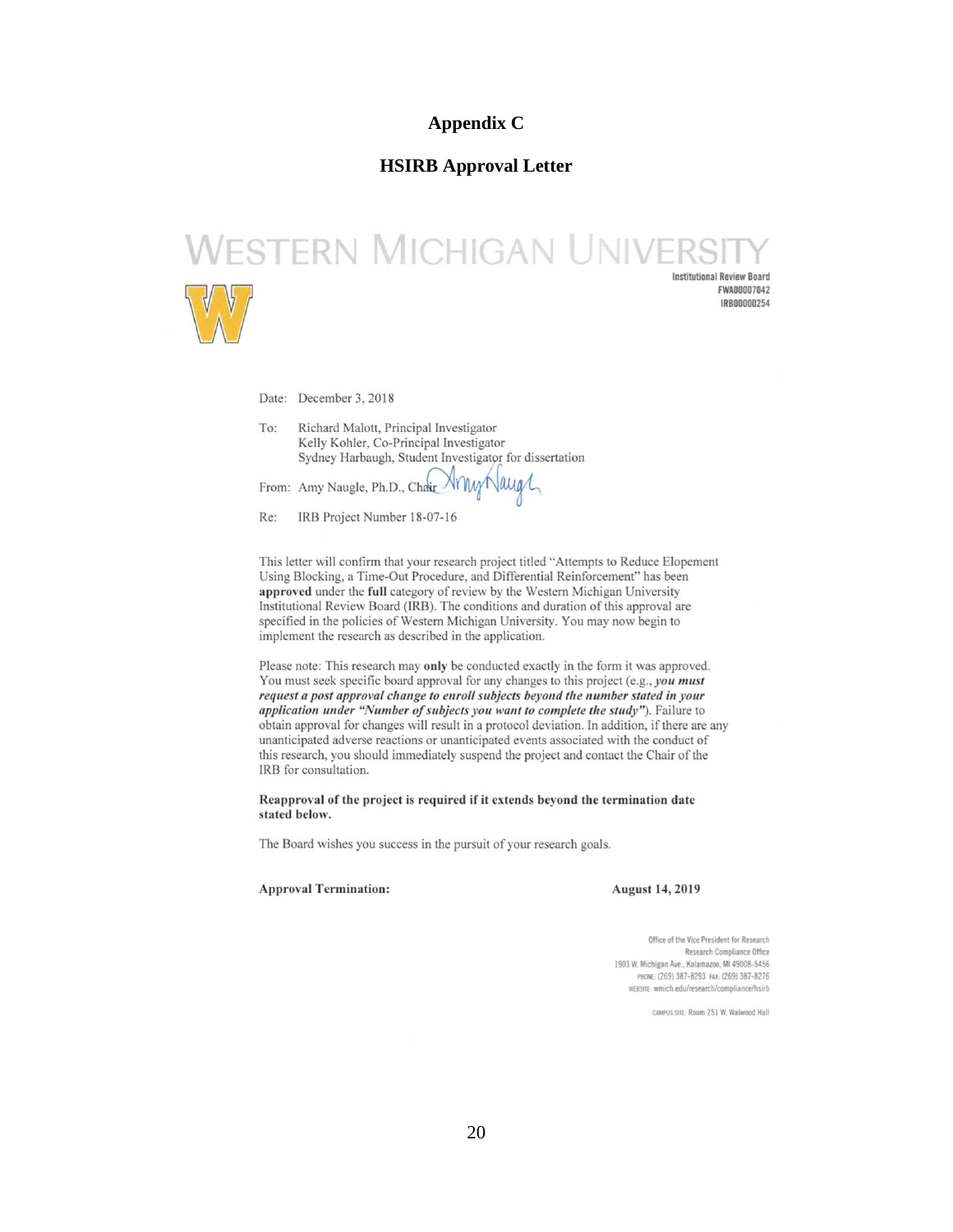## Appendix C

## HSIRB Approval Letter

WESTERN MICHIGAN UNIVERSITY

Institutional Review Board
FWA00007042
IRB00000254

Date: December 3, 2018

To: Richard Malott, Principal Investigator
Kelly Kohler, Co-Principal Investigator
Sydney Harbaugh, Student Investigator for dissertation

From: Amy Naugle, Ph.D., Chair

Re: IRB Project Number 18-07-16

This letter will confirm that your research project titled "Attempts to Reduce Elopement Using Blocking, a Time-Out Procedure, and Differential Reinforcement" has been **approved** under the **full** category of review by the Western Michigan University Institutional Review Board (IRB). The conditions and duration of this approval are specified in the policies of Western Michigan University. You may now begin to implement the research as described in the application.

Please note: This research may **only** be conducted exactly in the form it was approved. You must seek specific board approval for any changes to this project (e.g., ***you must request a post approval change to enroll subjects beyond the number stated in your application under "Number of subjects you want to complete the study"***). Failure to obtain approval for changes will result in a protocol deviation. In addition, if there are any unanticipated adverse reactions or unanticipated events associated with the conduct of this research, you should immediately suspend the project and contact the Chair of the IRB for consultation.

**Reapproval of the project is required if it extends beyond the termination date stated below.**

The Board wishes you success in the pursuit of your research goals.

**Approval Termination:** **August 14, 2019**

Office of the Vice President for Research
Research Compliance Office
1903 W. Michigan Ave., Kalamazoo, MI 49008-5456
PHONE: (269) 387-8293 FAX: (269) 387-8276
WEBSITE: wmich.edu/research/compliance/hsirb

CAMPUS SITE: Room 251 W. Walwood Hall